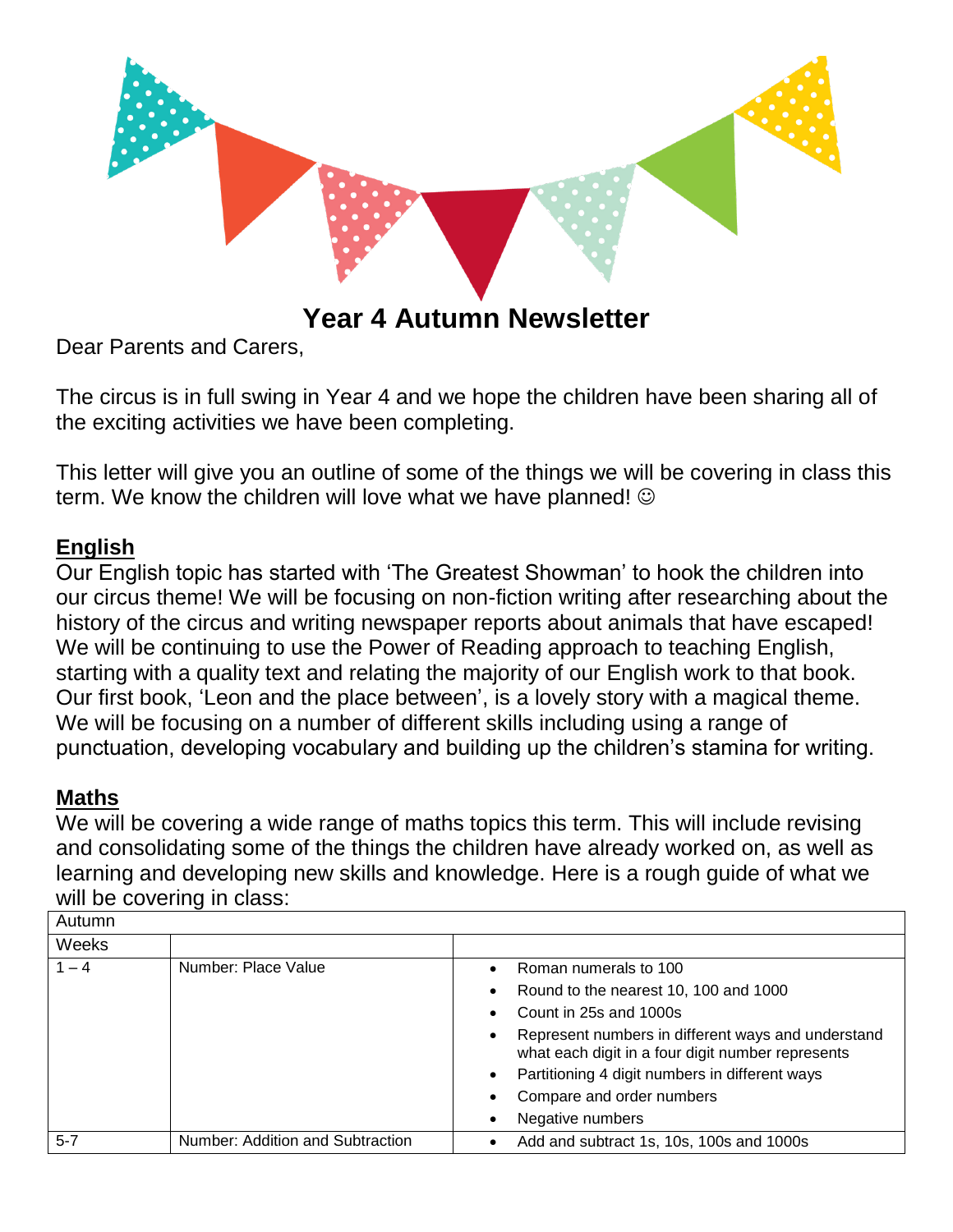# Year 4 Autumn Newsletter

Dear Parents and Carers,

The circus is in full swing in Year 4 and we hope the children have been sharing all of the exciting activities we have been completing.

This letter will give you an outline of some of the things we will be covering in class this term. We know the children will love what we have planned! ☺

## English

Our English topic has started with 'The Greatest Showman' to hook the children into our circus theme! We will be focusing on non-fiction writing after researching about the history of the circus and writing newspaper reports about animals that have escaped! We will be continuing to use the Power of Reading approach to teaching English, starting with a quality text and relating the majority of our English work to that book. Our first book, 'Leon and the place between', is a lovely story with a magical theme. We will be focusing on a number of different skills including using a range of punctuation, developing vocabulary and building up the children's stamina for writing.

## Maths

We will be covering a wide range of maths topics this term. This will include revising and consolidating some of the things the children have already worked on, as well as learning and developing new skills and knowledge. Here is a rough guide of what we will be covering in class:

| Autumn | | |
|---|---|---|
| Weeks | | |
| 1 – 4 | Number: Place Value | • Roman numerals to 100<br>• Round to the nearest 10, 100 and 1000<br>• Count in 25s and 1000s<br>• Represent numbers in different ways and understand what each digit in a four digit number represents<br>• Partitioning 4 digit numbers in different ways<br>• Compare and order numbers<br>• Negative numbers |
| 5-7 | Number: Addition and Subtraction | • Add and subtract 1s, 10s, 100s and 1000s |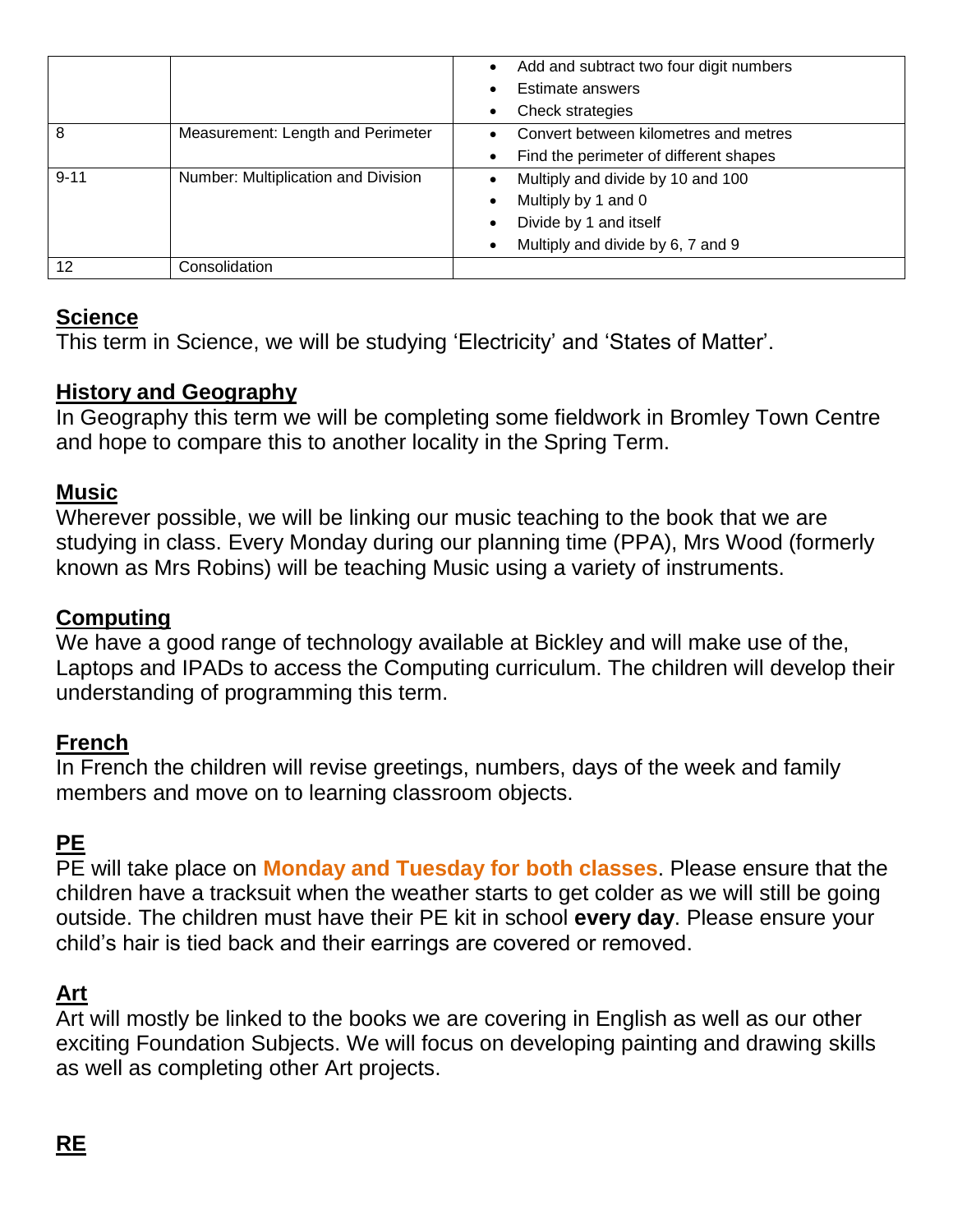| | | |
|---|---|---|
| | | • Add and subtract two four digit numbers<br>• Estimate answers<br>• Check strategies |
| 8 | Measurement: Length and Perimeter | • Convert between kilometres and metres<br>• Find the perimeter of different shapes |
| 9-11 | Number: Multiplication and Division | • Multiply and divide by 10 and 100<br>• Multiply by 1 and 0<br>• Divide by 1 and itself<br>• Multiply and divide by 6, 7 and 9 |
| 12 | Consolidation | |

## Science

This term in Science, we will be studying 'Electricity' and 'States of Matter'.

## History and Geography

In Geography this term we will be completing some fieldwork in Bromley Town Centre and hope to compare this to another locality in the Spring Term.

## Music

Wherever possible, we will be linking our music teaching to the book that we are studying in class. Every Monday during our planning time (PPA), Mrs Wood (formerly known as Mrs Robins) will be teaching Music using a variety of instruments.

## Computing

We have a good range of technology available at Bickley and will make use of the, Laptops and IPADs to access the Computing curriculum. The children will develop their understanding of programming this term.

## French

In French the children will revise greetings, numbers, days of the week and family members and move on to learning classroom objects.

## PE

PE will take place on **Monday and Tuesday for both classes**. Please ensure that the children have a tracksuit when the weather starts to get colder as we will still be going outside. The children must have their PE kit in school **every day**. Please ensure your child's hair is tied back and their earrings are covered or removed.

## Art

Art will mostly be linked to the books we are covering in English as well as our other exciting Foundation Subjects. We will focus on developing painting and drawing skills as well as completing other Art projects.

## RE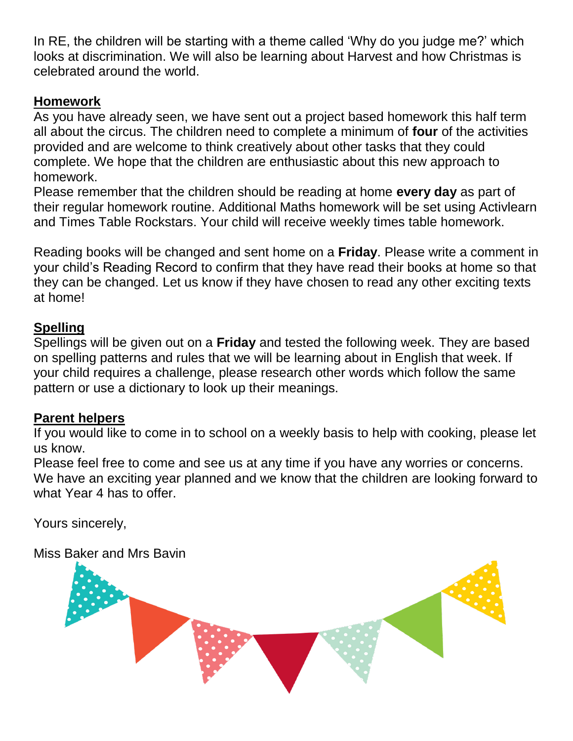In RE, the children will be starting with a theme called 'Why do you judge me?' which looks at discrimination. We will also be learning about Harvest and how Christmas is celebrated around the world.

## Homework

As you have already seen, we have sent out a project based homework this half term all about the circus. The children need to complete a minimum of **four** of the activities provided and are welcome to think creatively about other tasks that they could complete. We hope that the children are enthusiastic about this new approach to homework.

Please remember that the children should be reading at home **every day** as part of their regular homework routine. Additional Maths homework will be set using Activlearn and Times Table Rockstars. Your child will receive weekly times table homework.

Reading books will be changed and sent home on a **Friday**. Please write a comment in your child's Reading Record to confirm that they have read their books at home so that they can be changed. Let us know if they have chosen to read any other exciting texts at home!

## Spelling

Spellings will be given out on a **Friday** and tested the following week. They are based on spelling patterns and rules that we will be learning about in English that week. If your child requires a challenge, please research other words which follow the same pattern or use a dictionary to look up their meanings.

## Parent helpers

If you would like to come in to school on a weekly basis to help with cooking, please let us know.

Please feel free to come and see us at any time if you have any worries or concerns. We have an exciting year planned and we know that the children are looking forward to what Year 4 has to offer.

Yours sincerely,

Miss Baker and Mrs Bavin